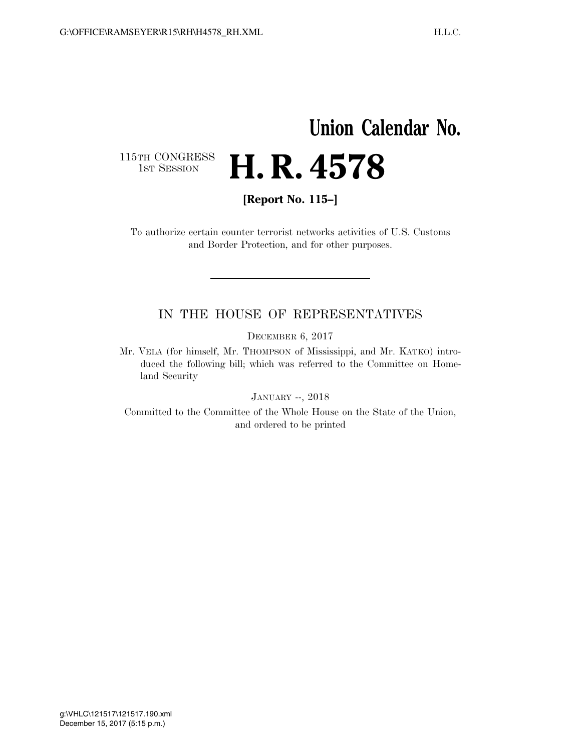# Union Calendar No.

115TH CONGRESS
1ST SESSION

# H. R. 4578

**[Report No. 115–]**

To authorize certain counter terrorist networks activities of U.S. Customs and Border Protection, and for other purposes.

---

IN THE HOUSE OF REPRESENTATIVES

DECEMBER 6, 2017

Mr. VELA (for himself, Mr. THOMPSON of Mississippi, and Mr. KATKO) introduced the following bill; which was referred to the Committee on Homeland Security

JANUARY --, 2018

Committed to the Committee of the Whole House on the State of the Union, and ordered to be printed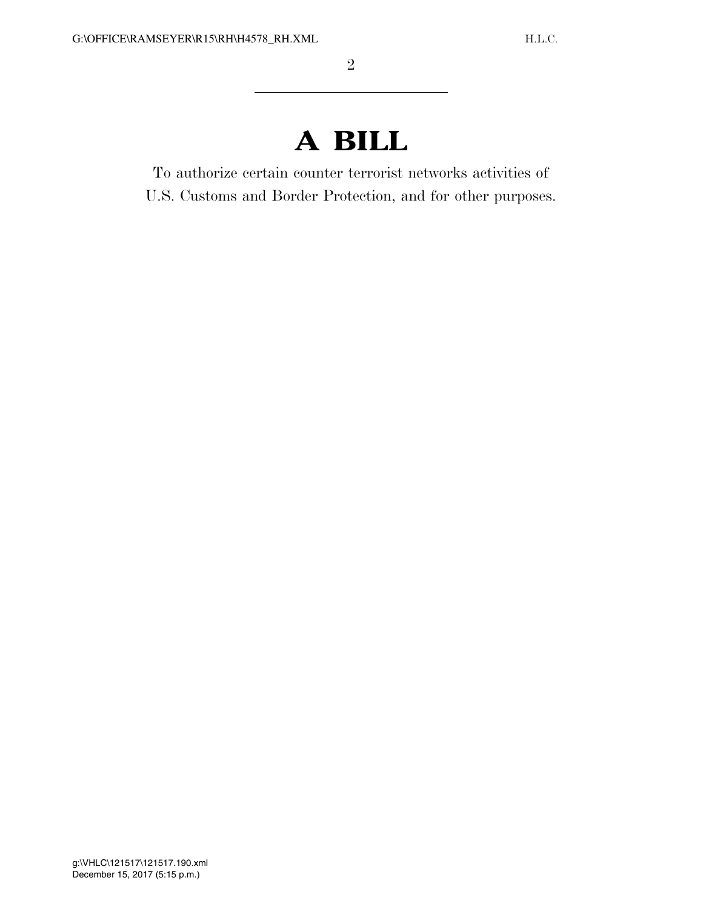# A BILL

To authorize certain counter terrorist networks activities of U.S. Customs and Border Protection, and for other purposes.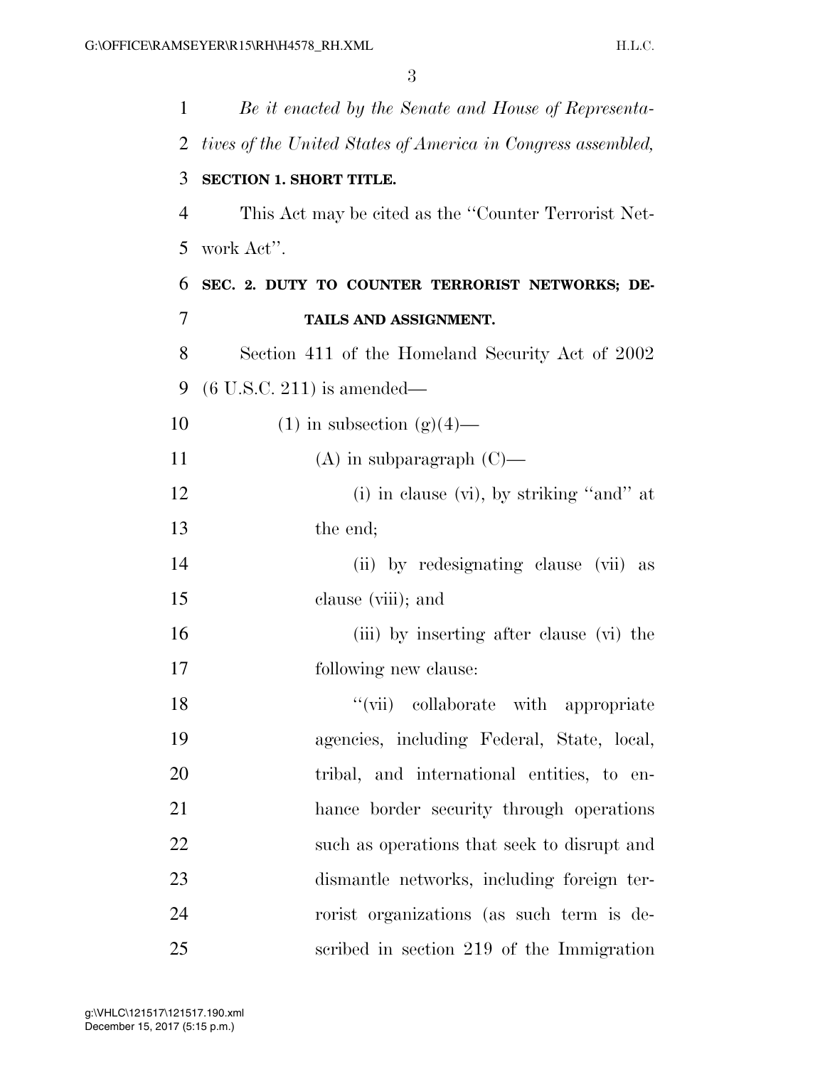*Be it enacted by the Senate and House of Representatives of the United States of America in Congress assembled,*

**SECTION 1. SHORT TITLE.**

This Act may be cited as the "Counter Terrorist Network Act".

**SEC. 2. DUTY TO COUNTER TERRORIST NETWORKS; DETAILS AND ASSIGNMENT.**

Section 411 of the Homeland Security Act of 2002 (6 U.S.C. 211) is amended—

(1) in subsection (g)(4)—

(A) in subparagraph (C)—

(i) in clause (vi), by striking "and" at the end;

(ii) by redesignating clause (vii) as clause (viii); and

(iii) by inserting after clause (vi) the following new clause:

"(vii) collaborate with appropriate agencies, including Federal, State, local, tribal, and international entities, to enhance border security through operations such as operations that seek to disrupt and dismantle networks, including foreign terrorist organizations (as such term is described in section 219 of the Immigration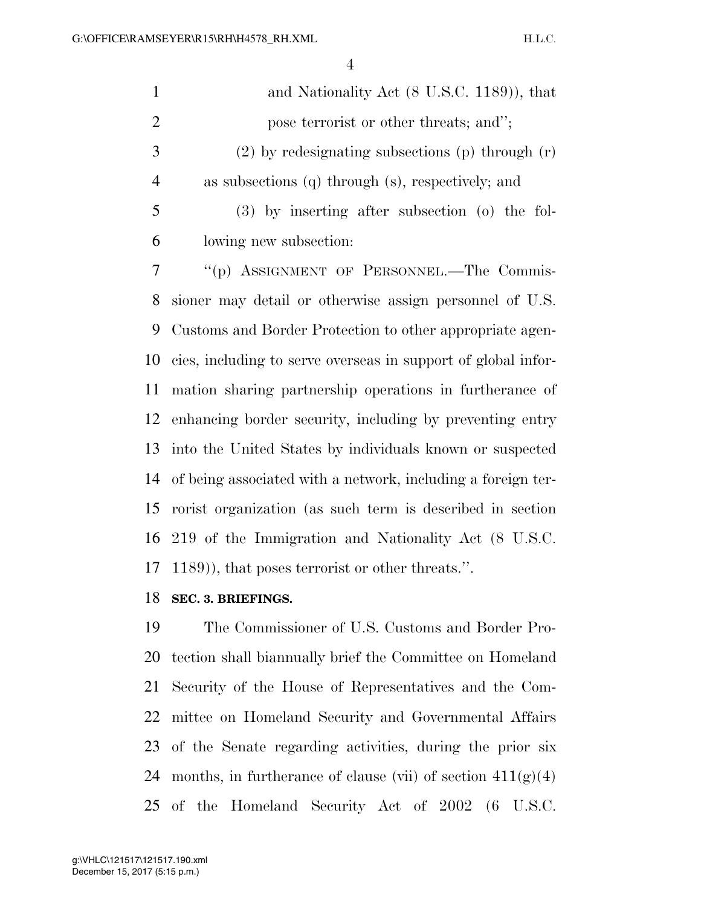and Nationality Act (8 U.S.C. 1189)), that pose terrorist or other threats; and'';

(2) by redesignating subsections (p) through (r) as subsections (q) through (s), respectively; and

(3) by inserting after subsection (o) the following new subsection:

''(p) ASSIGNMENT OF PERSONNEL.—The Commissioner may detail or otherwise assign personnel of U.S. Customs and Border Protection to other appropriate agencies, including to serve overseas in support of global information sharing partnership operations in furtherance of enhancing border security, including by preventing entry into the United States by individuals known or suspected of being associated with a network, including a foreign terrorist organization (as such term is described in section 219 of the Immigration and Nationality Act (8 U.S.C. 1189)), that poses terrorist or other threats.''.

**SEC. 3. BRIEFINGS.**

The Commissioner of U.S. Customs and Border Protection shall biannually brief the Committee on Homeland Security of the House of Representatives and the Committee on Homeland Security and Governmental Affairs of the Senate regarding activities, during the prior six months, in furtherance of clause (vii) of section 411(g)(4) of the Homeland Security Act of 2002 (6 U.S.C.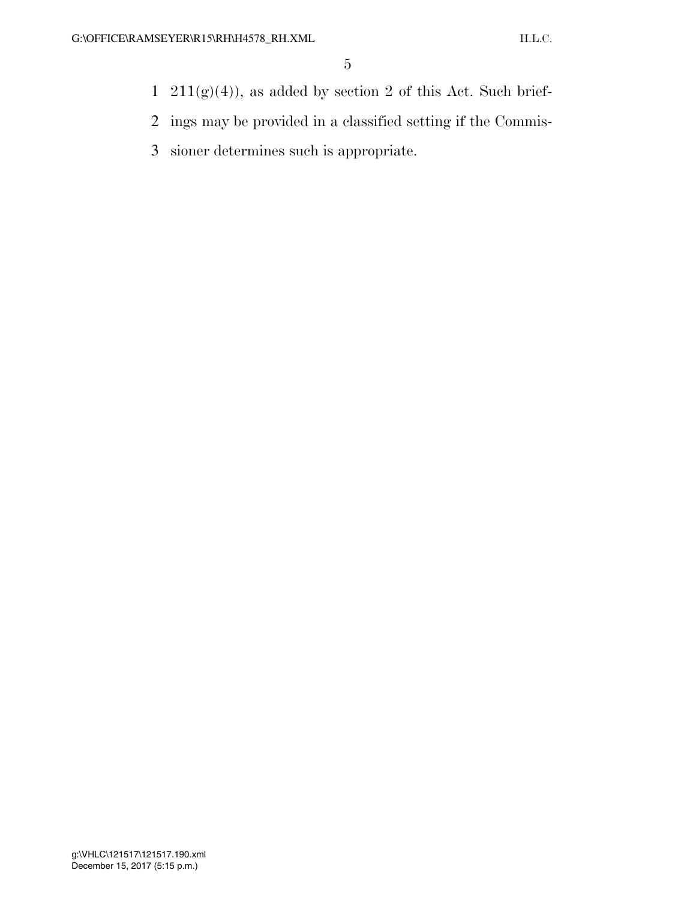211(g)(4)), as added by section 2 of this Act. Such briefings may be provided in a classified setting if the Commissioner determines such is appropriate.